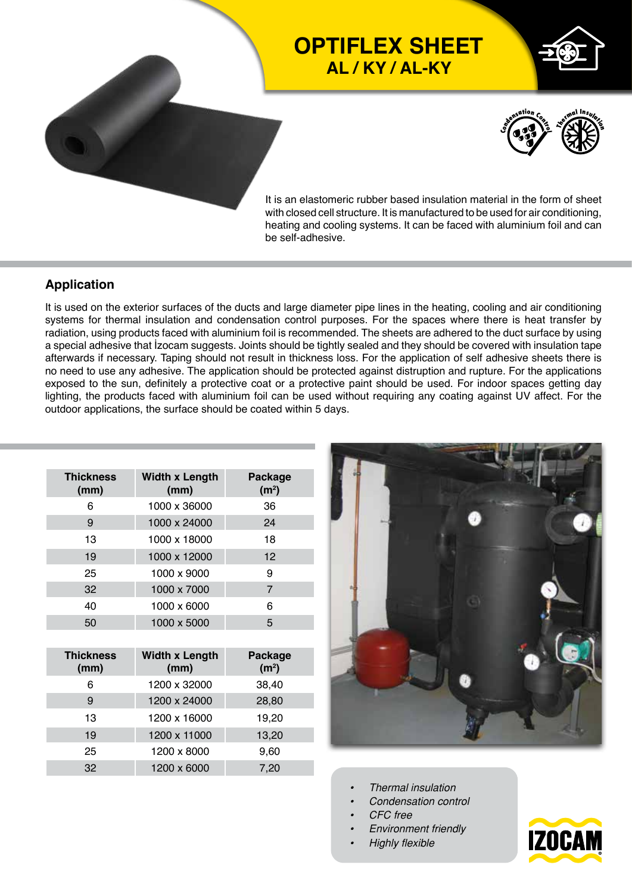# OPTIFLEX SHEET

## AL / KY / AL-KY

It is an elastomeric rubber based insulation material in the form of sheet with closed cell structure. It is manufactured to be used for air conditioning, heating and cooling systems. It can be faced with aluminium foil and can be self-adhesive.

### Application

It is used on the exterior surfaces of the ducts and large diameter pipe lines in the heating, cooling and air conditioning systems for thermal insulation and condensation control purposes. For the spaces where there is heat transfer by radiation, using products faced with aluminium foil is recommended. The sheets are adhered to the duct surface by using a special adhesive that İzocam suggests. Joints should be tightly sealed and they should be covered with insulation tape afterwards if necessary. Taping should not result in thickness loss. For the application of self adhesive sheets there is no need to use any adhesive. The application should be protected against distruption and rupture. For the applications exposed to the sun, definitely a protective coat or a protective paint should be used. For indoor spaces getting day lighting, the products faced with aluminium foil can be used without requiring any coating against UV affect. For the outdoor applications, the surface should be coated within 5 days.

| Thickness (mm) | Width x Length (mm) | Package ($m^2$) |
|---|---|---|
| 6 | 1000 x 36000 | 36 |
| 9 | 1000 x 24000 | 24 |
| 13 | 1000 x 18000 | 18 |
| 19 | 1000 x 12000 | 12 |
| 25 | 1000 x 9000 | 9 |
| 32 | 1000 x 7000 | 7 |
| 40 | 1000 x 6000 | 6 |
| 50 | 1000 x 5000 | 5 |

| Thickness (mm) | Width x Length (mm) | Package ($m^2$) |
|---|---|---|
| 6 | 1200 x 32000 | 38,40 |
| 9 | 1200 x 24000 | 28,80 |
| 13 | 1200 x 16000 | 19,20 |
| 19 | 1200 x 11000 | 13,20 |
| 25 | 1200 x 8000 | 9,60 |
| 32 | 1200 x 6000 | 7,20 |

- *Thermal insulation*
- *Condensation control*
- *CFC free*
- *Environment friendly*
- *Highly flexible*

IZOCAM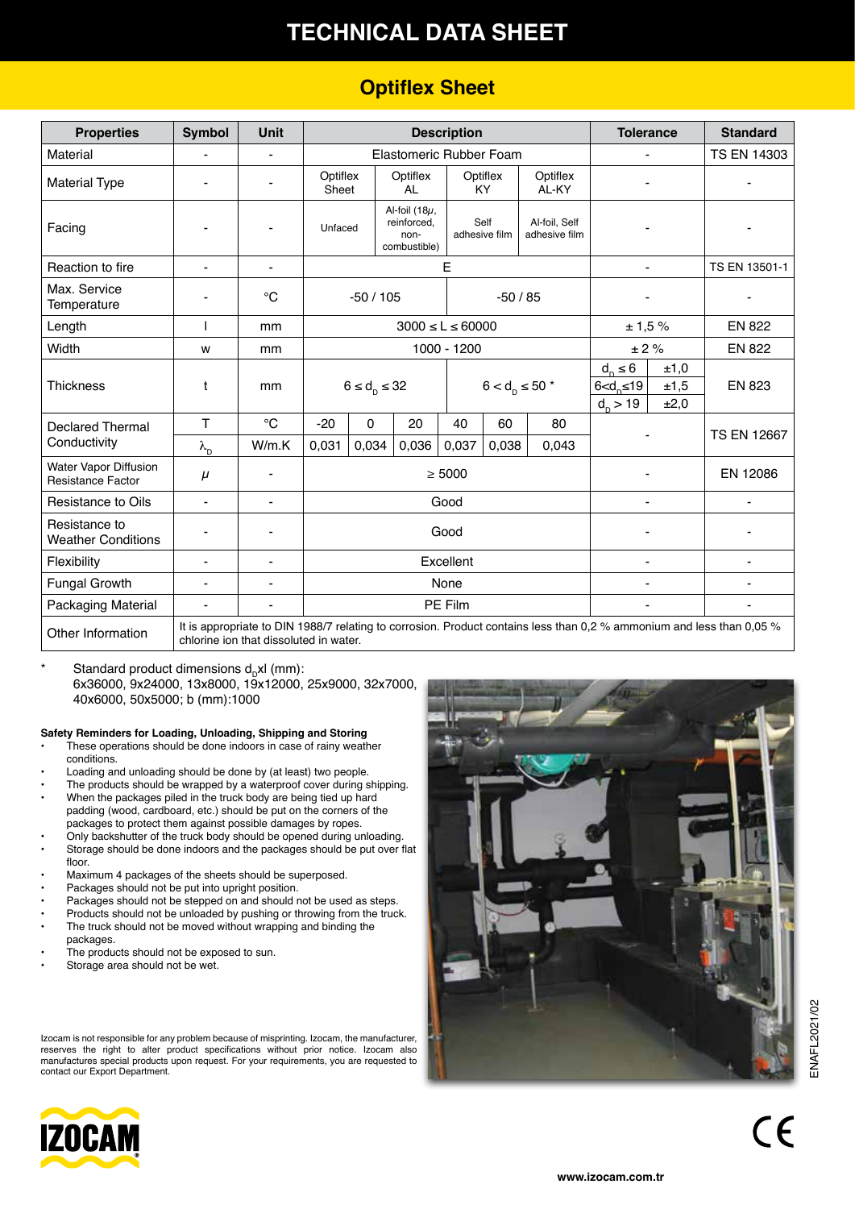# TECHNICAL DATA SHEET

## Optiflex Sheet

| Properties | Symbol | Unit | Description | | | | | | Tolerance | | Standard |
|---|---|---|---|---|---|---|---|---|---|---|---|
| Material | - | - | Elastomeric Rubber Foam | | | | | | - | | TS EN 14303 |
| Material Type | - | - | Optiflex Sheet | | Optiflex AL | | Optiflex KY | Optiflex AL-KY | - | | - |
| Facing | - | - | Unfaced | | Al-foil (18μ, reinforced, non-combustible) | | Self adhesive film | Al-foil, Self adhesive film | - | | - |
| Reaction to fire | - | - | E | | | | | | - | | TS EN 13501-1 |
| Max. Service Temperature | - | °C | -50 / 105 | | | -50 / 85 | | | - | | - |
| Length | l | mm | 3000 ≤ L ≤ 60000 | | | | | | ± 1,5 % | | EN 822 |
| Width | w | mm | 1000 - 1200 | | | | | | ± 2 % | | EN 822 |
| Thickness | t | mm | $6 \leq d_D \leq 32$ | | | $6 < d_D \leq 50$ * | | | $d_D \leq 6$ | ±1,0 | EN 823 |
| | | | | | | | | | $6<d_D\leq19$ | ±1,5 | |
| | | | | | | | | | $d_D > 19$ | ±2,0 | |
| Declared Thermal Conductivity | T | °C | -20 | 0 | 20 | 40 | 60 | 80 | - | | TS EN 12667 |
| | $\lambda_D$ | W/m.K | 0,031 | 0,034 | 0,036 | 0,037 | 0,038 | 0,043 | | | |
| Water Vapor Diffusion Resistance Factor | μ | - | ≥ 5000 | | | | | | - | | EN 12086 |
| Resistance to Oils | - | - | Good | | | | | | - | | - |
| Resistance to Weather Conditions | - | - | Good | | | | | | - | | - |
| Flexibility | - | - | Excellent | | | | | | - | | - |
| Fungal Growth | - | - | None | | | | | | - | | - |
| Packaging Material | - | - | PE Film | | | | | | - | | - |
| Other Information | It is appropriate to DIN 1988/7 relating to corrosion. Product contains less than 0,2 % ammonium and less than 0,05 % chlorine ion that dissolved in water. | | | | | | | | | | |

\* Standard product dimensions $d_D$xl (mm): 6x36000, 9x24000, 13x8000, 19x12000, 25x9000, 32x7000, 40x6000, 50x5000; b (mm):1000

**Safety Reminders for Loading, Unloading, Shipping and Storing**

- These operations should be done indoors in case of rainy weather conditions.
- Loading and unloading should be done by (at least) two people.
- The products should be wrapped by a waterproof cover during shipping.
- When the packages piled in the truck body are being tied up hard padding (wood, cardboard, etc.) should be put on the corners of the packages to protect them against possible damages by ropes.
- Only backshutter of the truck body should be opened during unloading.
- Storage should be done indoors and the packages should be put over flat floor.
- Maximum 4 packages of the sheets should be superposed.
- Packages should not be put into upright position.
- Packages should not be stepped on and should not be used as steps.
- Products should not be unloaded by pushing or throwing from the truck.
- The truck should not be moved without wrapping and binding the packages.
- The products should not be exposed to sun.
- Storage area should not be wet.

Izocam is not responsible for any problem because of misprinting. Izocam, the manufacturer, reserves the right to alter product specifications without prior notice. Izocam also manufactures special products upon request. For your requirements, you are requested to contact our Export Department.

ENAFL2021/02

IZOCAM

CE

www.izocam.com.tr